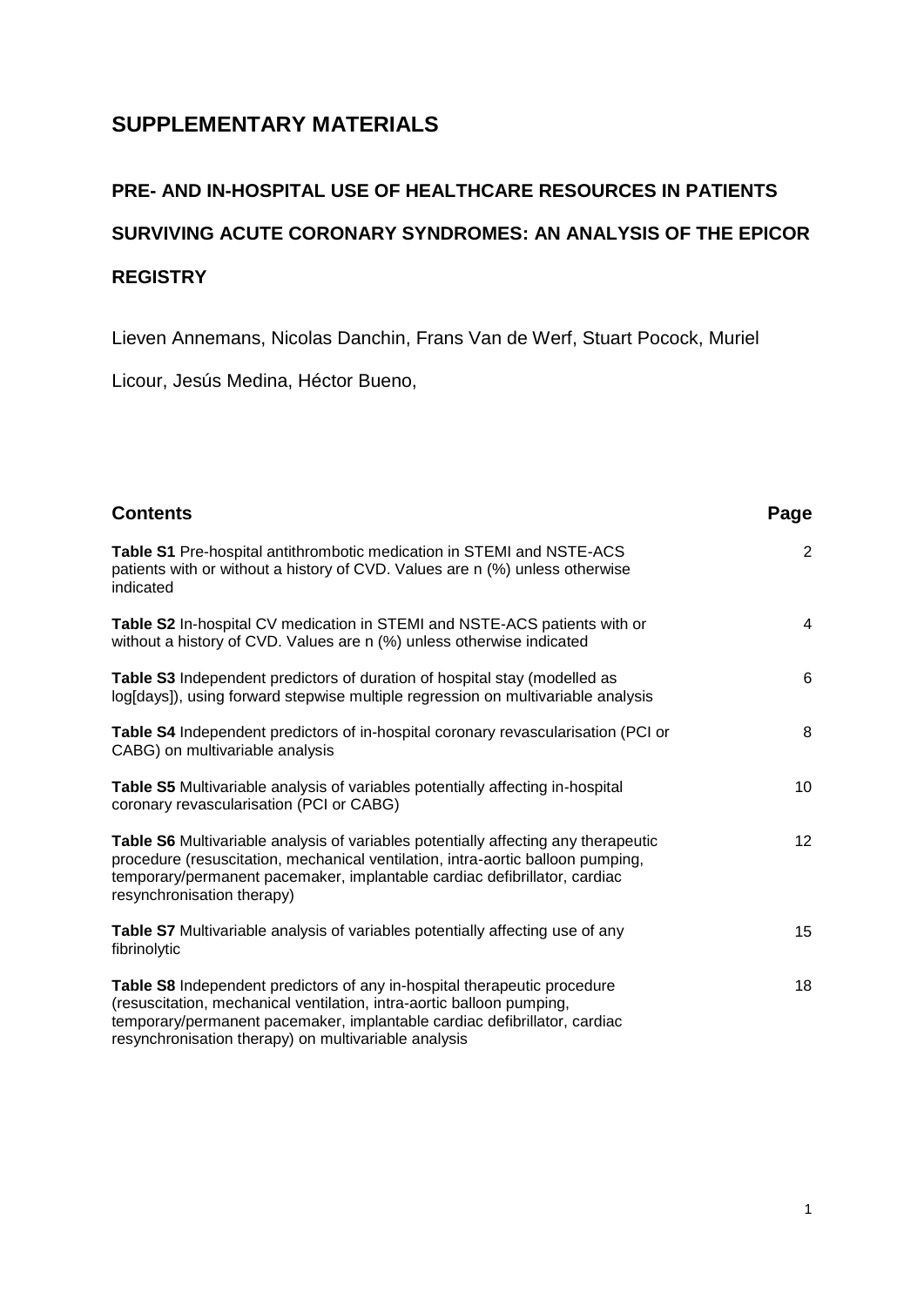# SUPPLEMENTARY MATERIALS

## PRE- AND IN-HOSPITAL USE OF HEALTHCARE RESOURCES IN PATIENTS SURVIVING ACUTE CORONARY SYNDROMES: AN ANALYSIS OF THE EPICOR REGISTRY

Lieven Annemans, Nicolas Danchin, Frans Van de Werf, Stuart Pocock, Muriel Licour, Jesús Medina, Héctor Bueno,

| **Contents** | **Page** |
|---|---|
| **Table S1** Pre-hospital antithrombotic medication in STEMI and NSTE-ACS patients with or without a history of CVD. Values are n (%) unless otherwise indicated | 2 |
| **Table S2** In-hospital CV medication in STEMI and NSTE-ACS patients with or without a history of CVD. Values are n (%) unless otherwise indicated | 4 |
| **Table S3** Independent predictors of duration of hospital stay (modelled as log[days]), using forward stepwise multiple regression on multivariable analysis | 6 |
| **Table S4** Independent predictors of in-hospital coronary revascularisation (PCI or CABG) on multivariable analysis | 8 |
| **Table S5** Multivariable analysis of variables potentially affecting in-hospital coronary revascularisation (PCI or CABG) | 10 |
| **Table S6** Multivariable analysis of variables potentially affecting any therapeutic procedure (resuscitation, mechanical ventilation, intra-aortic balloon pumping, temporary/permanent pacemaker, implantable cardiac defibrillator, cardiac resynchronisation therapy) | 12 |
| **Table S7** Multivariable analysis of variables potentially affecting use of any fibrinolytic | 15 |
| **Table S8** Independent predictors of any in-hospital therapeutic procedure (resuscitation, mechanical ventilation, intra-aortic balloon pumping, temporary/permanent pacemaker, implantable cardiac defibrillator, cardiac resynchronisation therapy) on multivariable analysis | 18 |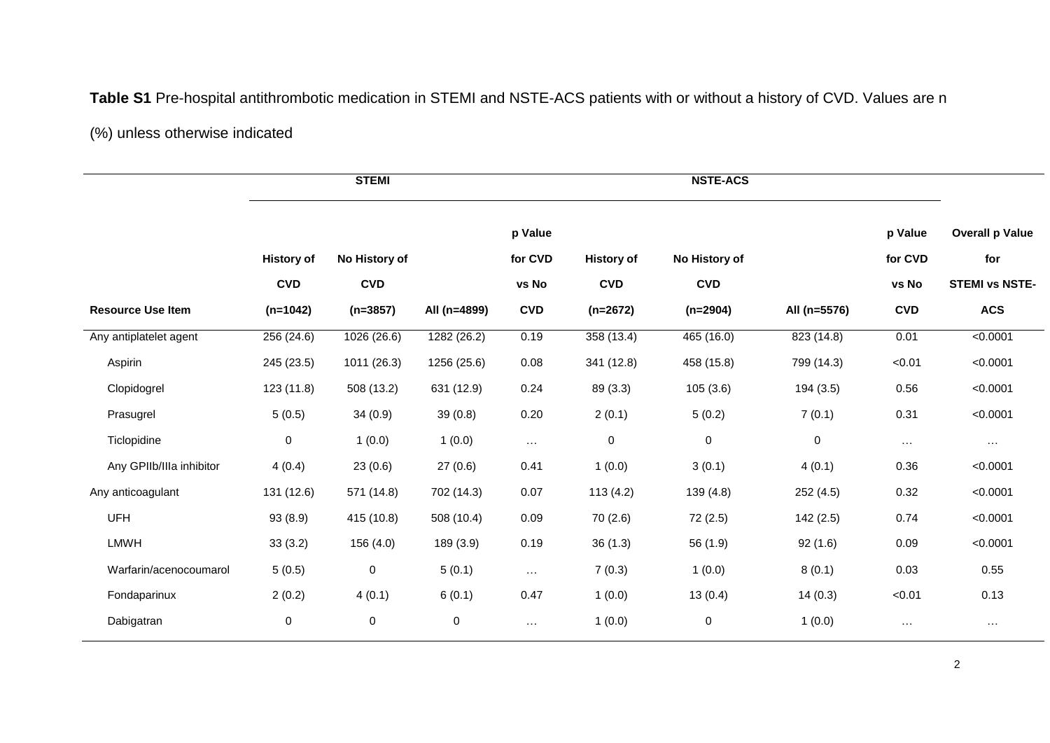**Table S1** Pre-hospital antithrombotic medication in STEMI and NSTE-ACS patients with or without a history of CVD. Values are n (%) unless otherwise indicated

| | STEMI | | | | NSTE-ACS | | | | |
|---|---|---|---|---|---|---|---|---|---|
| **Resource Use Item** | **History of CVD (n=1042)** | **No History of CVD (n=3857)** | **All (n=4899)** | **p Value for CVD vs No CVD** | **History of CVD (n=2672)** | **No History of CVD (n=2904)** | **All (n=5576)** | **p Value for CVD vs No CVD** | **Overall p Value for STEMI vs NSTE-ACS** |
| Any antiplatelet agent | 256 (24.6) | 1026 (26.6) | 1282 (26.2) | 0.19 | 358 (13.4) | 465 (16.0) | 823 (14.8) | 0.01 | <0.0001 |
| Aspirin | 245 (23.5) | 1011 (26.3) | 1256 (25.6) | 0.08 | 341 (12.8) | 458 (15.8) | 799 (14.3) | <0.01 | <0.0001 |
| Clopidogrel | 123 (11.8) | 508 (13.2) | 631 (12.9) | 0.24 | 89 (3.3) | 105 (3.6) | 194 (3.5) | 0.56 | <0.0001 |
| Prasugrel | 5 (0.5) | 34 (0.9) | 39 (0.8) | 0.20 | 2 (0.1) | 5 (0.2) | 7 (0.1) | 0.31 | <0.0001 |
| Ticlopidine | 0 | 1 (0.0) | 1 (0.0) | … | 0 | 0 | 0 | … | … |
| Any GPIIb/IIIa inhibitor | 4 (0.4) | 23 (0.6) | 27 (0.6) | 0.41 | 1 (0.0) | 3 (0.1) | 4 (0.1) | 0.36 | <0.0001 |
| Any anticoagulant | 131 (12.6) | 571 (14.8) | 702 (14.3) | 0.07 | 113 (4.2) | 139 (4.8) | 252 (4.5) | 0.32 | <0.0001 |
| UFH | 93 (8.9) | 415 (10.8) | 508 (10.4) | 0.09 | 70 (2.6) | 72 (2.5) | 142 (2.5) | 0.74 | <0.0001 |
| LMWH | 33 (3.2) | 156 (4.0) | 189 (3.9) | 0.19 | 36 (1.3) | 56 (1.9) | 92 (1.6) | 0.09 | <0.0001 |
| Warfarin/acenocoumarol | 5 (0.5) | 0 | 5 (0.1) | … | 7 (0.3) | 1 (0.0) | 8 (0.1) | 0.03 | 0.55 |
| Fondaparinux | 2 (0.2) | 4 (0.1) | 6 (0.1) | 0.47 | 1 (0.0) | 13 (0.4) | 14 (0.3) | <0.01 | 0.13 |
| Dabigatran | 0 | 0 | 0 | … | 1 (0.0) | 0 | 1 (0.0) | … | … |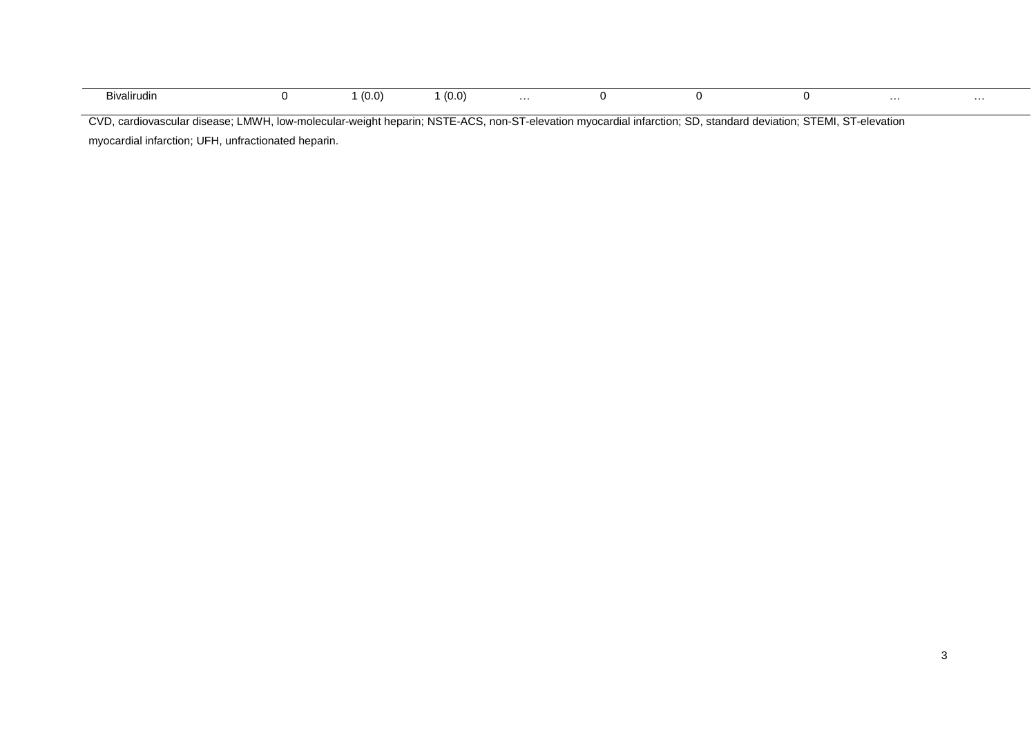| | | | | | | | | | |
|---|---|---|---|---|---|---|---|---|---|
| Bivalirudin | 0 | 1 (0.0) | 1 (0.0) | … | 0 | 0 | 0 | … | … |

CVD, cardiovascular disease; LMWH, low-molecular-weight heparin; NSTE-ACS, non-ST-elevation myocardial infarction; SD, standard deviation; STEMI, ST-elevation myocardial infarction; UFH, unfractionated heparin.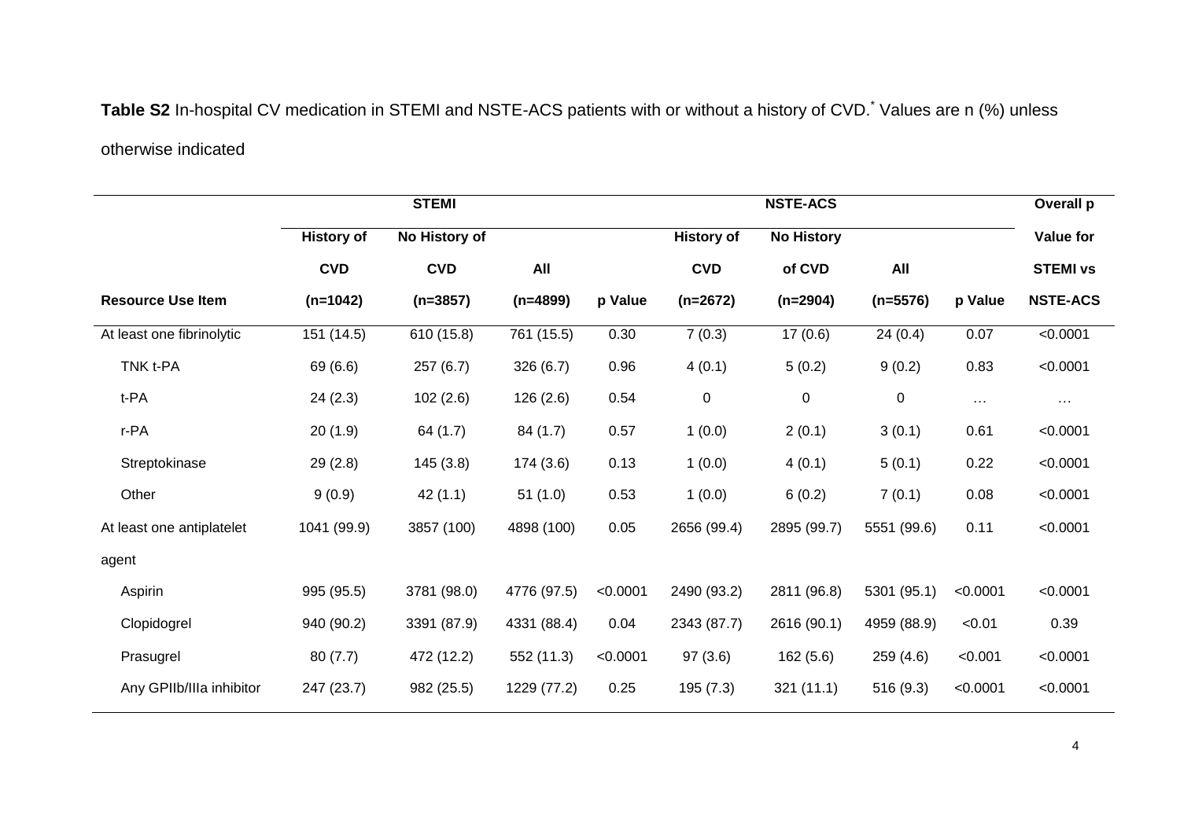**Table S2** In-hospital CV medication in STEMI and NSTE-ACS patients with or without a history of CVD.[*] Values are n (%) unless otherwise indicated

| | STEMI | | | | NSTE-ACS | | | | Overall p Value for STEMI vs NSTE-ACS |
|---|---|---|---|---|---|---|---|---|---|
| **Resource Use Item** | **History of CVD (n=1042)** | **No History of CVD (n=3857)** | **All (n=4899)** | **p Value** | **History of CVD (n=2672)** | **No History of CVD (n=2904)** | **All (n=5576)** | **p Value** | |
| At least one fibrinolytic | 151 (14.5) | 610 (15.8) | 761 (15.5) | 0.30 | 7 (0.3) | 17 (0.6) | 24 (0.4) | 0.07 | <0.0001 |
| TNK t-PA | 69 (6.6) | 257 (6.7) | 326 (6.7) | 0.96 | 4 (0.1) | 5 (0.2) | 9 (0.2) | 0.83 | <0.0001 |
| t-PA | 24 (2.3) | 102 (2.6) | 126 (2.6) | 0.54 | 0 | 0 | 0 | … | … |
| r-PA | 20 (1.9) | 64 (1.7) | 84 (1.7) | 0.57 | 1 (0.0) | 2 (0.1) | 3 (0.1) | 0.61 | <0.0001 |
| Streptokinase | 29 (2.8) | 145 (3.8) | 174 (3.6) | 0.13 | 1 (0.0) | 4 (0.1) | 5 (0.1) | 0.22 | <0.0001 |
| Other | 9 (0.9) | 42 (1.1) | 51 (1.0) | 0.53 | 1 (0.0) | 6 (0.2) | 7 (0.1) | 0.08 | <0.0001 |
| At least one antiplatelet agent | 1041 (99.9) | 3857 (100) | 4898 (100) | 0.05 | 2656 (99.4) | 2895 (99.7) | 5551 (99.6) | 0.11 | <0.0001 |
| Aspirin | 995 (95.5) | 3781 (98.0) | 4776 (97.5) | <0.0001 | 2490 (93.2) | 2811 (96.8) | 5301 (95.1) | <0.0001 | <0.0001 |
| Clopidogrel | 940 (90.2) | 3391 (87.9) | 4331 (88.4) | 0.04 | 2343 (87.7) | 2616 (90.1) | 4959 (88.9) | <0.01 | 0.39 |
| Prasugrel | 80 (7.7) | 472 (12.2) | 552 (11.3) | <0.0001 | 97 (3.6) | 162 (5.6) | 259 (4.6) | <0.001 | <0.0001 |
| Any GPIIb/IIIa inhibitor | 247 (23.7) | 982 (25.5) | 1229 (77.2) | 0.25 | 195 (7.3) | 321 (11.1) | 516 (9.3) | <0.0001 | <0.0001 |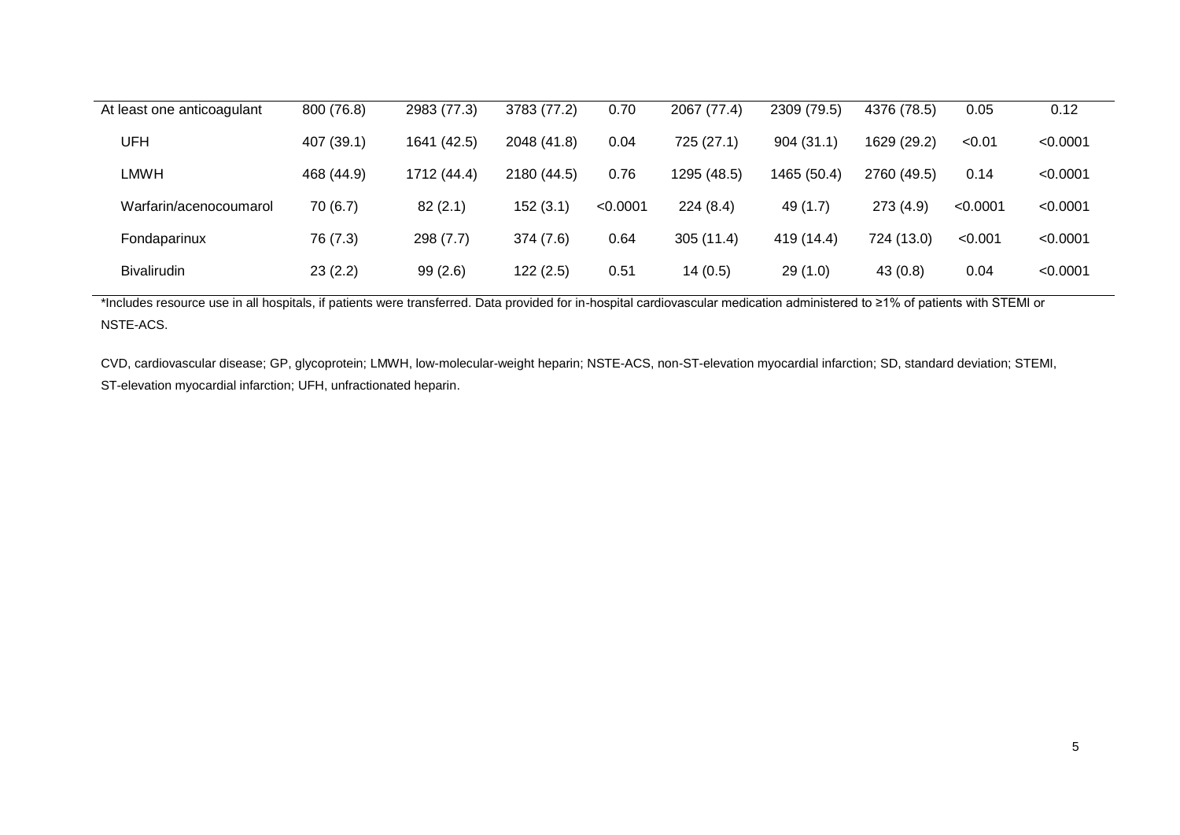| | | | | | | | | | |
|---|---|---|---|---|---|---|---|---|---|
| At least one anticoagulant | 800 (76.8) | 2983 (77.3) | 3783 (77.2) | 0.70 | 2067 (77.4) | 2309 (79.5) | 4376 (78.5) | 0.05 | 0.12 |
| UFH | 407 (39.1) | 1641 (42.5) | 2048 (41.8) | 0.04 | 725 (27.1) | 904 (31.1) | 1629 (29.2) | <0.01 | <0.0001 |
| LMWH | 468 (44.9) | 1712 (44.4) | 2180 (44.5) | 0.76 | 1295 (48.5) | 1465 (50.4) | 2760 (49.5) | 0.14 | <0.0001 |
| Warfarin/acenocoumarol | 70 (6.7) | 82 (2.1) | 152 (3.1) | <0.0001 | 224 (8.4) | 49 (1.7) | 273 (4.9) | <0.0001 | <0.0001 |
| Fondaparinux | 76 (7.3) | 298 (7.7) | 374 (7.6) | 0.64 | 305 (11.4) | 419 (14.4) | 724 (13.0) | <0.001 | <0.0001 |
| Bivalirudin | 23 (2.2) | 99 (2.6) | 122 (2.5) | 0.51 | 14 (0.5) | 29 (1.0) | 43 (0.8) | 0.04 | <0.0001 |

*Includes resource use in all hospitals, if patients were transferred. Data provided for in-hospital cardiovascular medication administered to ≥1% of patients with STEMI or NSTE-ACS.

CVD, cardiovascular disease; GP, glycoprotein; LMWH, low-molecular-weight heparin; NSTE-ACS, non-ST-elevation myocardial infarction; SD, standard deviation; STEMI, ST-elevation myocardial infarction; UFH, unfractionated heparin.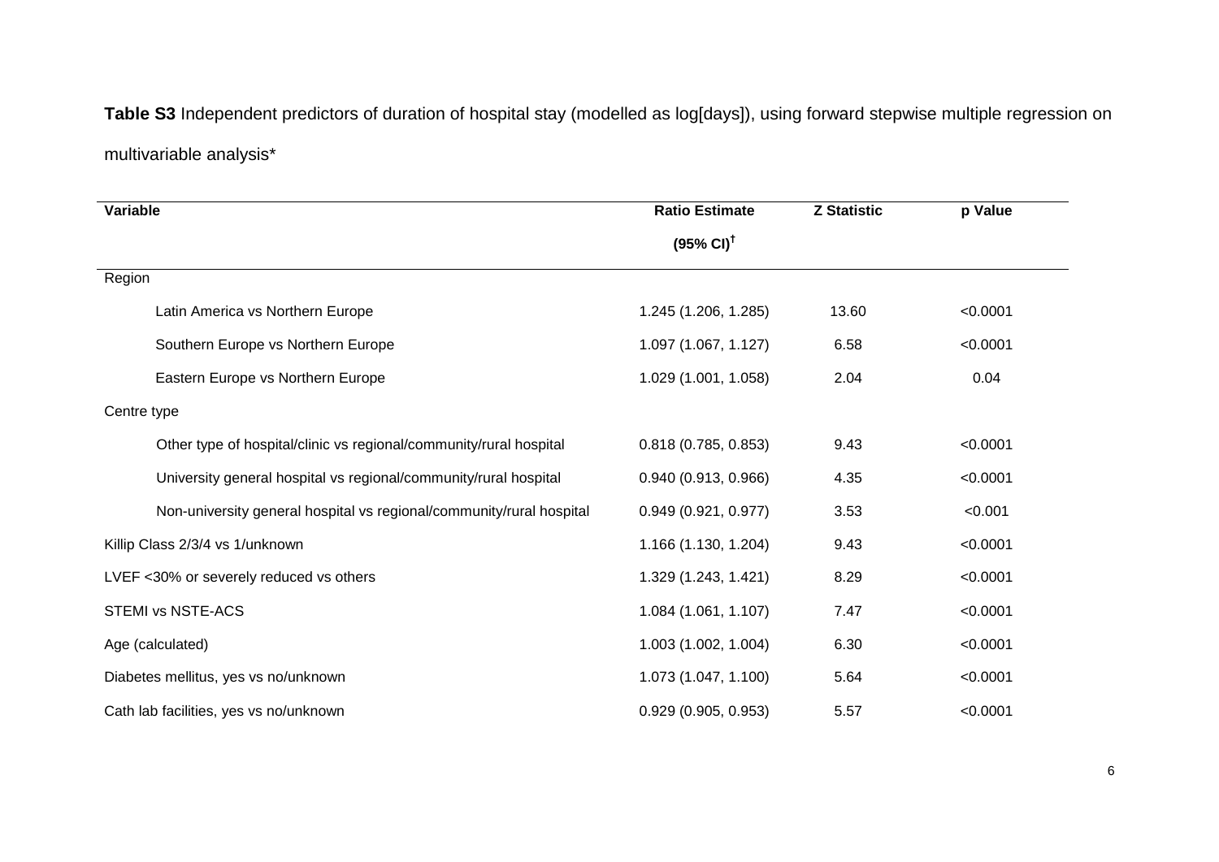**Table S3** Independent predictors of duration of hospital stay (modelled as log[days]), using forward stepwise multiple regression on multivariable analysis*

| Variable | Ratio Estimate (95% CI)[†] | Z Statistic | p Value |
|---|---|---|---|
| Region | | | |
| Latin America vs Northern Europe | 1.245 (1.206, 1.285) | 13.60 | <0.0001 |
| Southern Europe vs Northern Europe | 1.097 (1.067, 1.127) | 6.58 | <0.0001 |
| Eastern Europe vs Northern Europe | 1.029 (1.001, 1.058) | 2.04 | 0.04 |
| Centre type | | | |
| Other type of hospital/clinic vs regional/community/rural hospital | 0.818 (0.785, 0.853) | 9.43 | <0.0001 |
| University general hospital vs regional/community/rural hospital | 0.940 (0.913, 0.966) | 4.35 | <0.0001 |
| Non-university general hospital vs regional/community/rural hospital | 0.949 (0.921, 0.977) | 3.53 | <0.001 |
| Killip Class 2/3/4 vs 1/unknown | 1.166 (1.130, 1.204) | 9.43 | <0.0001 |
| LVEF <30% or severely reduced vs others | 1.329 (1.243, 1.421) | 8.29 | <0.0001 |
| STEMI vs NSTE-ACS | 1.084 (1.061, 1.107) | 7.47 | <0.0001 |
| Age (calculated) | 1.003 (1.002, 1.004) | 6.30 | <0.0001 |
| Diabetes mellitus, yes vs no/unknown | 1.073 (1.047, 1.100) | 5.64 | <0.0001 |
| Cath lab facilities, yes vs no/unknown | 0.929 (0.905, 0.953) | 5.57 | <0.0001 |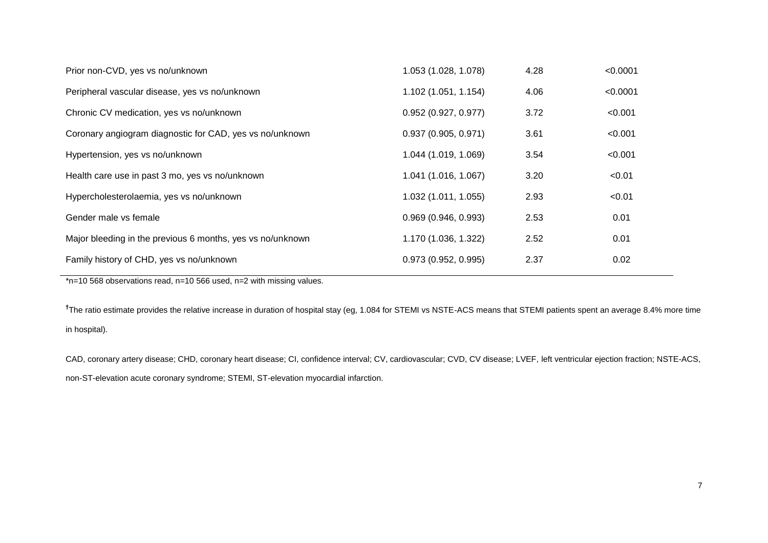| | | | |
|---|---|---|---|
| Prior non-CVD, yes vs no/unknown | 1.053 (1.028, 1.078) | 4.28 | <0.0001 |
| Peripheral vascular disease, yes vs no/unknown | 1.102 (1.051, 1.154) | 4.06 | <0.0001 |
| Chronic CV medication, yes vs no/unknown | 0.952 (0.927, 0.977) | 3.72 | <0.001 |
| Coronary angiogram diagnostic for CAD, yes vs no/unknown | 0.937 (0.905, 0.971) | 3.61 | <0.001 |
| Hypertension, yes vs no/unknown | 1.044 (1.019, 1.069) | 3.54 | <0.001 |
| Health care use in past 3 mo, yes vs no/unknown | 1.041 (1.016, 1.067) | 3.20 | <0.01 |
| Hypercholesterolaemia, yes vs no/unknown | 1.032 (1.011, 1.055) | 2.93 | <0.01 |
| Gender male vs female | 0.969 (0.946, 0.993) | 2.53 | 0.01 |
| Major bleeding in the previous 6 months, yes vs no/unknown | 1.170 (1.036, 1.322) | 2.52 | 0.01 |
| Family history of CHD, yes vs no/unknown | 0.973 (0.952, 0.995) | 2.37 | 0.02 |

*n=10 568 observations read, n=10 566 used, n=2 with missing values.

†The ratio estimate provides the relative increase in duration of hospital stay (eg, 1.084 for STEMI vs NSTE-ACS means that STEMI patients spent an average 8.4% more time in hospital).

CAD, coronary artery disease; CHD, coronary heart disease; CI, confidence interval; CV, cardiovascular; CVD, CV disease; LVEF, left ventricular ejection fraction; NSTE-ACS, non-ST-elevation acute coronary syndrome; STEMI, ST-elevation myocardial infarction.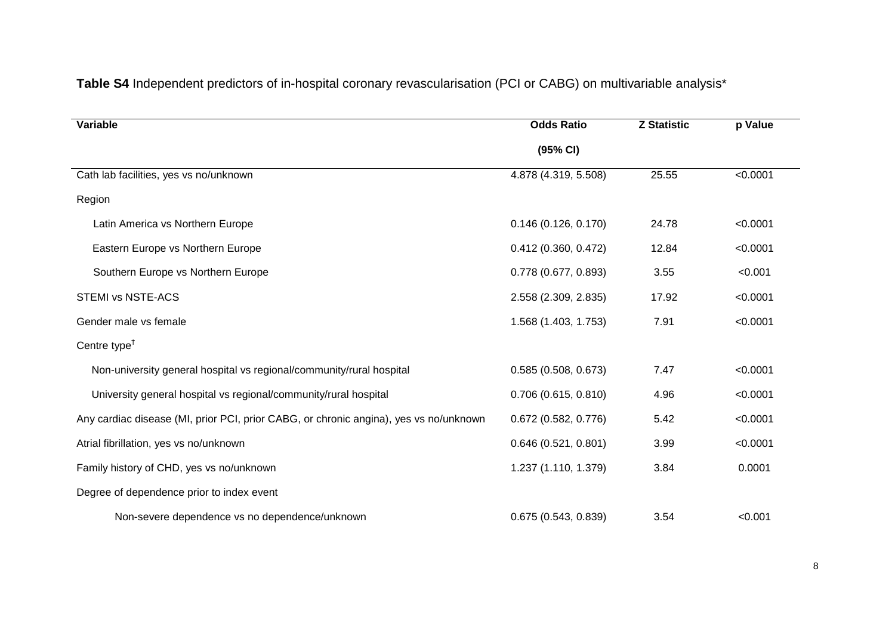**Table S4** Independent predictors of in-hospital coronary revascularisation (PCI or CABG) on multivariable analysis*

| Variable | Odds Ratio (95% CI) | Z Statistic | p Value |
|---|---|---|---|
| Cath lab facilities, yes vs no/unknown | 4.878 (4.319, 5.508) | 25.55 | <0.0001 |
| Region | | | |
| Latin America vs Northern Europe | 0.146 (0.126, 0.170) | 24.78 | <0.0001 |
| Eastern Europe vs Northern Europe | 0.412 (0.360, 0.472) | 12.84 | <0.0001 |
| Southern Europe vs Northern Europe | 0.778 (0.677, 0.893) | 3.55 | <0.001 |
| STEMI vs NSTE-ACS | 2.558 (2.309, 2.835) | 17.92 | <0.0001 |
| Gender male vs female | 1.568 (1.403, 1.753) | 7.91 | <0.0001 |
| Centre type[†] | | | |
| Non-university general hospital vs regional/community/rural hospital | 0.585 (0.508, 0.673) | 7.47 | <0.0001 |
| University general hospital vs regional/community/rural hospital | 0.706 (0.615, 0.810) | 4.96 | <0.0001 |
| Any cardiac disease (MI, prior PCI, prior CABG, or chronic angina), yes vs no/unknown | 0.672 (0.582, 0.776) | 5.42 | <0.0001 |
| Atrial fibrillation, yes vs no/unknown | 0.646 (0.521, 0.801) | 3.99 | <0.0001 |
| Family history of CHD, yes vs no/unknown | 1.237 (1.110, 1.379) | 3.84 | 0.0001 |
| Degree of dependence prior to index event | | | |
| Non-severe dependence vs no dependence/unknown | 0.675 (0.543, 0.839) | 3.54 | <0.001 |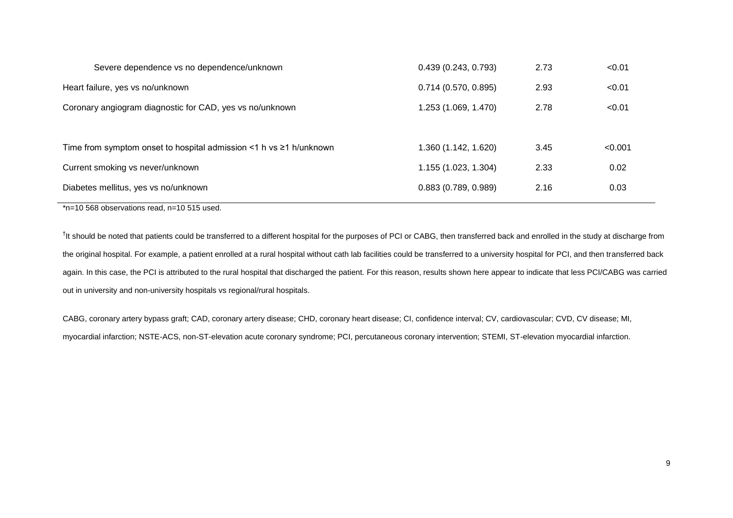| | | | |
|---|---|---|---|
| Severe dependence vs no dependence/unknown | 0.439 (0.243, 0.793) | 2.73 | <0.01 |
| Heart failure, yes vs no/unknown | 0.714 (0.570, 0.895) | 2.93 | <0.01 |
| Coronary angiogram diagnostic for CAD, yes vs no/unknown | 1.253 (1.069, 1.470) | 2.78 | <0.01 |
| | | | |
| Time from symptom onset to hospital admission <1 h vs ≥1 h/unknown | 1.360 (1.142, 1.620) | 3.45 | <0.001 |
| Current smoking vs never/unknown | 1.155 (1.023, 1.304) | 2.33 | 0.02 |
| Diabetes mellitus, yes vs no/unknown | 0.883 (0.789, 0.989) | 2.16 | 0.03 |

*n=10 568 observations read, n=10 515 used.

†It should be noted that patients could be transferred to a different hospital for the purposes of PCI or CABG, then transferred back and enrolled in the study at discharge from the original hospital. For example, a patient enrolled at a rural hospital without cath lab facilities could be transferred to a university hospital for PCI, and then transferred back again. In this case, the PCI is attributed to the rural hospital that discharged the patient. For this reason, results shown here appear to indicate that less PCI/CABG was carried out in university and non-university hospitals vs regional/rural hospitals.

CABG, coronary artery bypass graft; CAD, coronary artery disease; CHD, coronary heart disease; CI, confidence interval; CV, cardiovascular; CVD, CV disease; MI, myocardial infarction; NSTE-ACS, non-ST-elevation acute coronary syndrome; PCI, percutaneous coronary intervention; STEMI, ST-elevation myocardial infarction.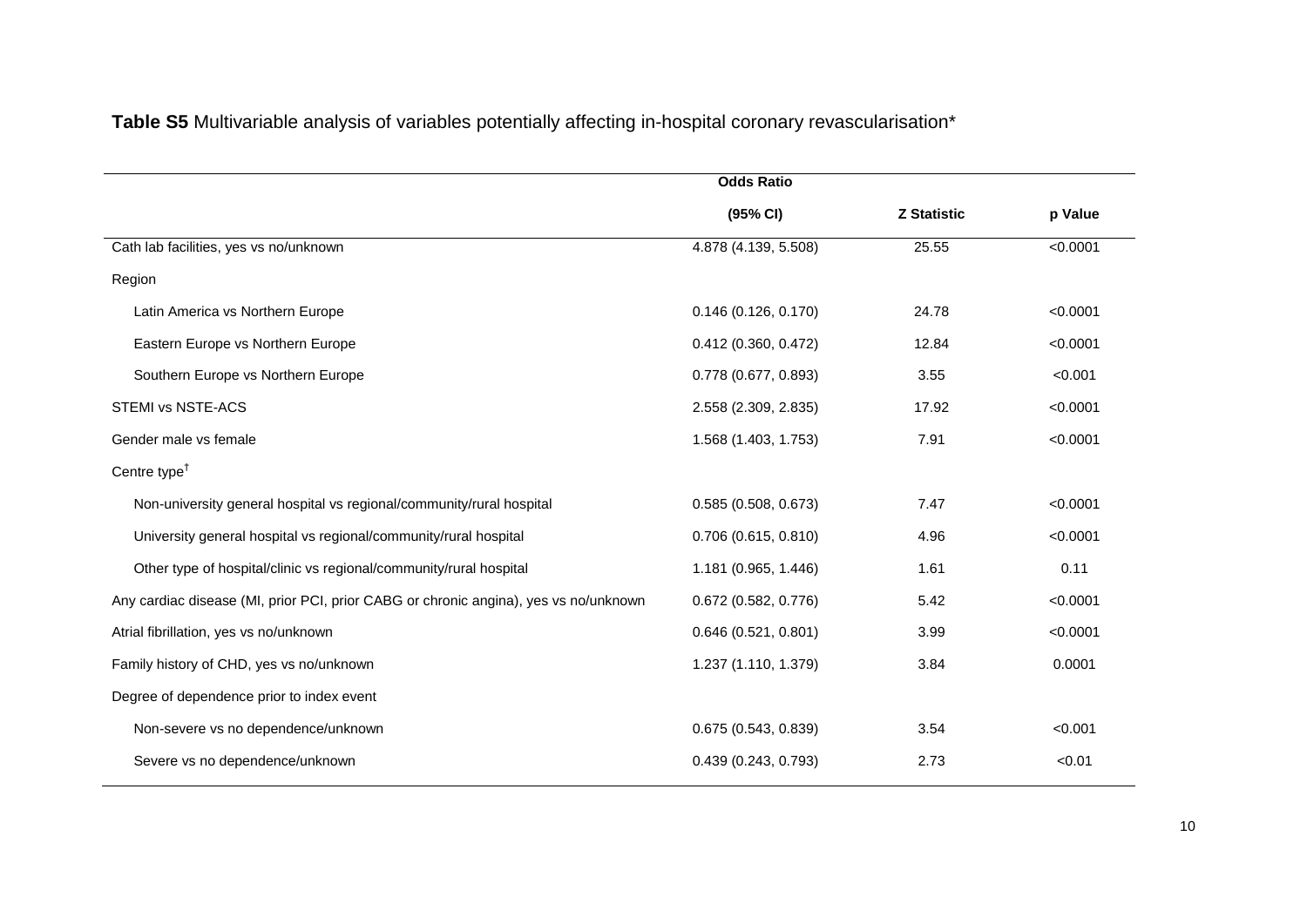**Table S5** Multivariable analysis of variables potentially affecting in-hospital coronary revascularisation*

| | Odds Ratio (95% CI) | Z Statistic | p Value |
|---|---|---|---|
| Cath lab facilities, yes vs no/unknown | 4.878 (4.139, 5.508) | 25.55 | <0.0001 |
| Region | | | |
| Latin America vs Northern Europe | 0.146 (0.126, 0.170) | 24.78 | <0.0001 |
| Eastern Europe vs Northern Europe | 0.412 (0.360, 0.472) | 12.84 | <0.0001 |
| Southern Europe vs Northern Europe | 0.778 (0.677, 0.893) | 3.55 | <0.001 |
| STEMI vs NSTE-ACS | 2.558 (2.309, 2.835) | 17.92 | <0.0001 |
| Gender male vs female | 1.568 (1.403, 1.753) | 7.91 | <0.0001 |
| Centre type† | | | |
| Non-university general hospital vs regional/community/rural hospital | 0.585 (0.508, 0.673) | 7.47 | <0.0001 |
| University general hospital vs regional/community/rural hospital | 0.706 (0.615, 0.810) | 4.96 | <0.0001 |
| Other type of hospital/clinic vs regional/community/rural hospital | 1.181 (0.965, 1.446) | 1.61 | 0.11 |
| Any cardiac disease (MI, prior PCI, prior CABG or chronic angina), yes vs no/unknown | 0.672 (0.582, 0.776) | 5.42 | <0.0001 |
| Atrial fibrillation, yes vs no/unknown | 0.646 (0.521, 0.801) | 3.99 | <0.0001 |
| Family history of CHD, yes vs no/unknown | 1.237 (1.110, 1.379) | 3.84 | 0.0001 |
| Degree of dependence prior to index event | | | |
| Non-severe vs no dependence/unknown | 0.675 (0.543, 0.839) | 3.54 | <0.001 |
| Severe vs no dependence/unknown | 0.439 (0.243, 0.793) | 2.73 | <0.01 |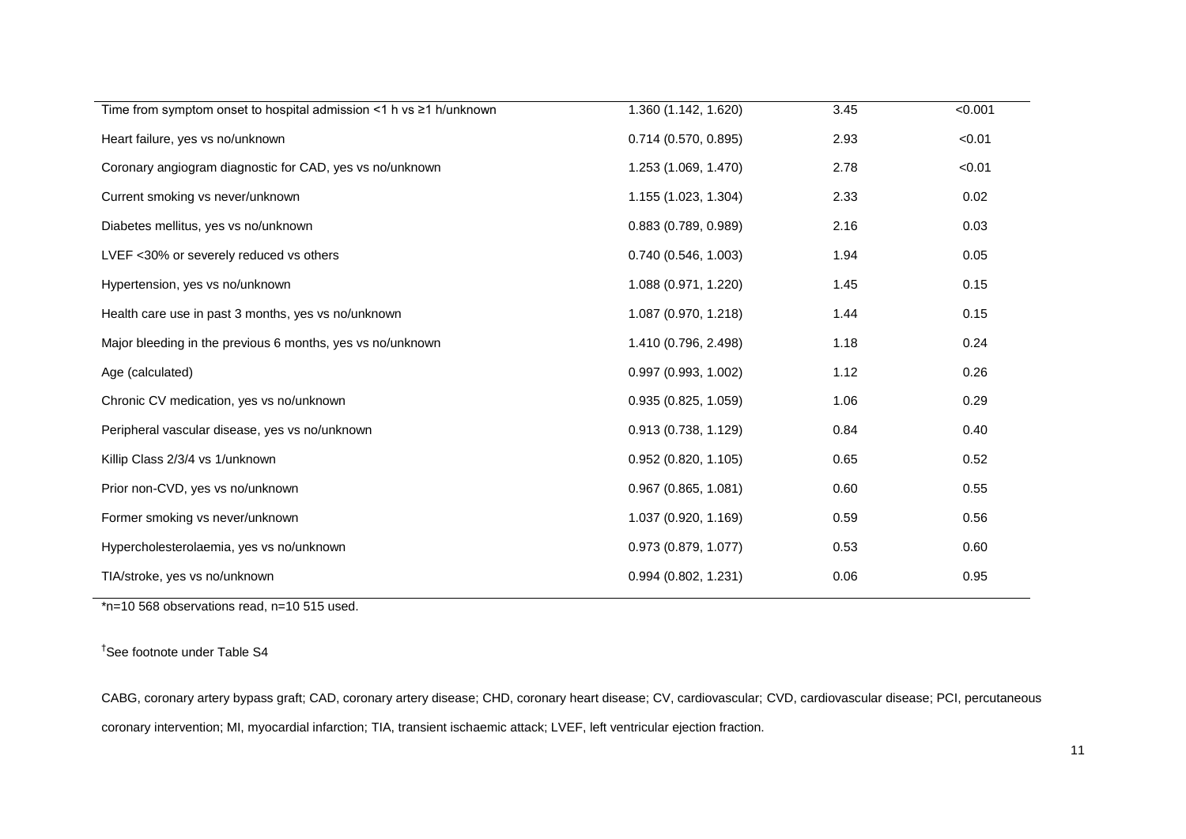| | | | |
|---|---|---|---|
| Time from symptom onset to hospital admission <1 h vs ≥1 h/unknown | 1.360 (1.142, 1.620) | 3.45 | <0.001 |
| Heart failure, yes vs no/unknown | 0.714 (0.570, 0.895) | 2.93 | <0.01 |
| Coronary angiogram diagnostic for CAD, yes vs no/unknown | 1.253 (1.069, 1.470) | 2.78 | <0.01 |
| Current smoking vs never/unknown | 1.155 (1.023, 1.304) | 2.33 | 0.02 |
| Diabetes mellitus, yes vs no/unknown | 0.883 (0.789, 0.989) | 2.16 | 0.03 |
| LVEF <30% or severely reduced vs others | 0.740 (0.546, 1.003) | 1.94 | 0.05 |
| Hypertension, yes vs no/unknown | 1.088 (0.971, 1.220) | 1.45 | 0.15 |
| Health care use in past 3 months, yes vs no/unknown | 1.087 (0.970, 1.218) | 1.44 | 0.15 |
| Major bleeding in the previous 6 months, yes vs no/unknown | 1.410 (0.796, 2.498) | 1.18 | 0.24 |
| Age (calculated) | 0.997 (0.993, 1.002) | 1.12 | 0.26 |
| Chronic CV medication, yes vs no/unknown | 0.935 (0.825, 1.059) | 1.06 | 0.29 |
| Peripheral vascular disease, yes vs no/unknown | 0.913 (0.738, 1.129) | 0.84 | 0.40 |
| Killip Class 2/3/4 vs 1/unknown | 0.952 (0.820, 1.105) | 0.65 | 0.52 |
| Prior non-CVD, yes vs no/unknown | 0.967 (0.865, 1.081) | 0.60 | 0.55 |
| Former smoking vs never/unknown | 1.037 (0.920, 1.169) | 0.59 | 0.56 |
| Hypercholesterolaemia, yes vs no/unknown | 0.973 (0.879, 1.077) | 0.53 | 0.60 |
| TIA/stroke, yes vs no/unknown | 0.994 (0.802, 1.231) | 0.06 | 0.95 |

*n=10 568 observations read, n=10 515 used.

†See footnote under Table S4

CABG, coronary artery bypass graft; CAD, coronary artery disease; CHD, coronary heart disease; CV, cardiovascular; CVD, cardiovascular disease; PCI, percutaneous coronary intervention; MI, myocardial infarction; TIA, transient ischaemic attack; LVEF, left ventricular ejection fraction.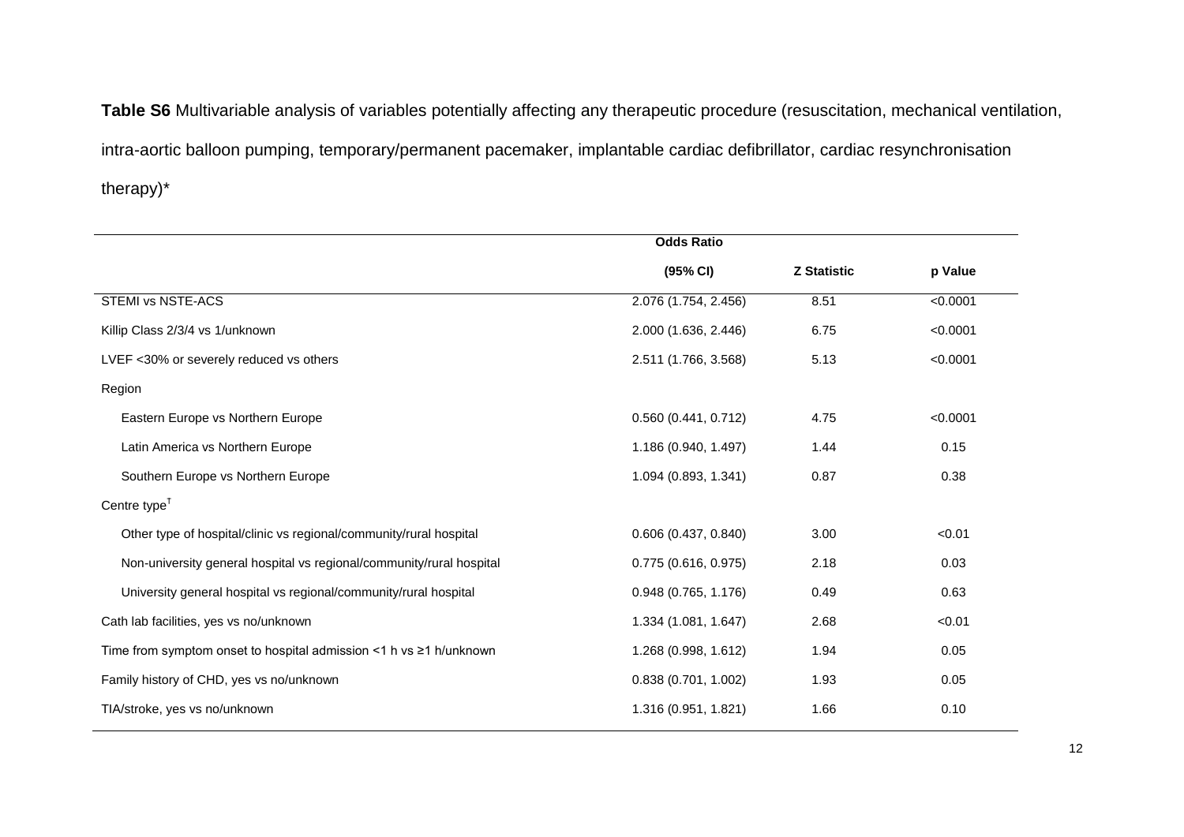**Table S6** Multivariable analysis of variables potentially affecting any therapeutic procedure (resuscitation, mechanical ventilation, intra-aortic balloon pumping, temporary/permanent pacemaker, implantable cardiac defibrillator, cardiac resynchronisation therapy)*

| | **Odds Ratio (95% CI)** | **Z Statistic** | **p Value** |
|---|---|---|---|
| STEMI vs NSTE-ACS | 2.076 (1.754, 2.456) | 8.51 | <0.0001 |
| Killip Class 2/3/4 vs 1/unknown | 2.000 (1.636, 2.446) | 6.75 | <0.0001 |
| LVEF <30% or severely reduced vs others | 2.511 (1.766, 3.568) | 5.13 | <0.0001 |
| Region | | | |
| Eastern Europe vs Northern Europe | 0.560 (0.441, 0.712) | 4.75 | <0.0001 |
| Latin America vs Northern Europe | 1.186 (0.940, 1.497) | 1.44 | 0.15 |
| Southern Europe vs Northern Europe | 1.094 (0.893, 1.341) | 0.87 | 0.38 |
| Centre type[†] | | | |
| Other type of hospital/clinic vs regional/community/rural hospital | 0.606 (0.437, 0.840) | 3.00 | <0.01 |
| Non-university general hospital vs regional/community/rural hospital | 0.775 (0.616, 0.975) | 2.18 | 0.03 |
| University general hospital vs regional/community/rural hospital | 0.948 (0.765, 1.176) | 0.49 | 0.63 |
| Cath lab facilities, yes vs no/unknown | 1.334 (1.081, 1.647) | 2.68 | <0.01 |
| Time from symptom onset to hospital admission <1 h vs ≥1 h/unknown | 1.268 (0.998, 1.612) | 1.94 | 0.05 |
| Family history of CHD, yes vs no/unknown | 0.838 (0.701, 1.002) | 1.93 | 0.05 |
| TIA/stroke, yes vs no/unknown | 1.316 (0.951, 1.821) | 1.66 | 0.10 |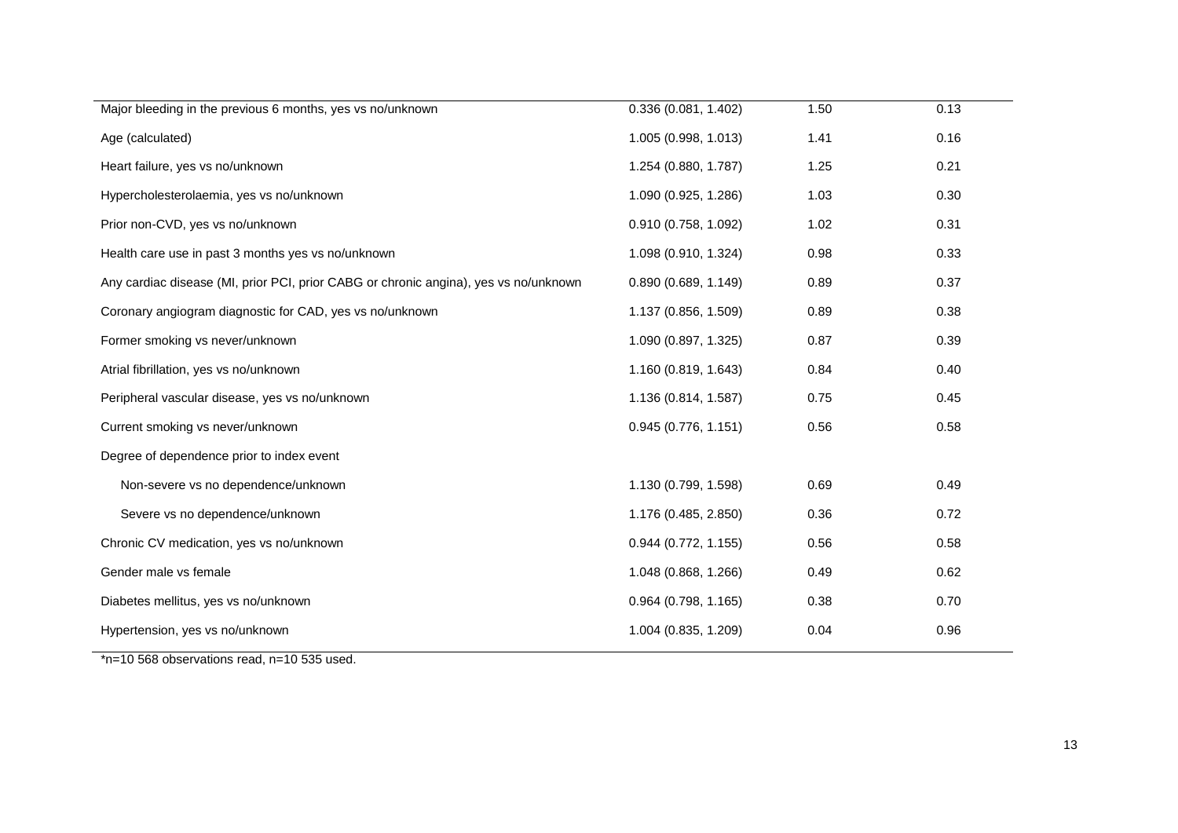| | | | |
|---|---|---|---|
| Major bleeding in the previous 6 months, yes vs no/unknown | 0.336 (0.081, 1.402) | 1.50 | 0.13 |
| Age (calculated) | 1.005 (0.998, 1.013) | 1.41 | 0.16 |
| Heart failure, yes vs no/unknown | 1.254 (0.880, 1.787) | 1.25 | 0.21 |
| Hypercholesterolaemia, yes vs no/unknown | 1.090 (0.925, 1.286) | 1.03 | 0.30 |
| Prior non-CVD, yes vs no/unknown | 0.910 (0.758, 1.092) | 1.02 | 0.31 |
| Health care use in past 3 months yes vs no/unknown | 1.098 (0.910, 1.324) | 0.98 | 0.33 |
| Any cardiac disease (MI, prior PCI, prior CABG or chronic angina), yes vs no/unknown | 0.890 (0.689, 1.149) | 0.89 | 0.37 |
| Coronary angiogram diagnostic for CAD, yes vs no/unknown | 1.137 (0.856, 1.509) | 0.89 | 0.38 |
| Former smoking vs never/unknown | 1.090 (0.897, 1.325) | 0.87 | 0.39 |
| Atrial fibrillation, yes vs no/unknown | 1.160 (0.819, 1.643) | 0.84 | 0.40 |
| Peripheral vascular disease, yes vs no/unknown | 1.136 (0.814, 1.587) | 0.75 | 0.45 |
| Current smoking vs never/unknown | 0.945 (0.776, 1.151) | 0.56 | 0.58 |
| Degree of dependence prior to index event | | | |
| Non-severe vs no dependence/unknown | 1.130 (0.799, 1.598) | 0.69 | 0.49 |
| Severe vs no dependence/unknown | 1.176 (0.485, 2.850) | 0.36 | 0.72 |
| Chronic CV medication, yes vs no/unknown | 0.944 (0.772, 1.155) | 0.56 | 0.58 |
| Gender male vs female | 1.048 (0.868, 1.266) | 0.49 | 0.62 |
| Diabetes mellitus, yes vs no/unknown | 0.964 (0.798, 1.165) | 0.38 | 0.70 |
| Hypertension, yes vs no/unknown | 1.004 (0.835, 1.209) | 0.04 | 0.96 |

*n=10 568 observations read, n=10 535 used.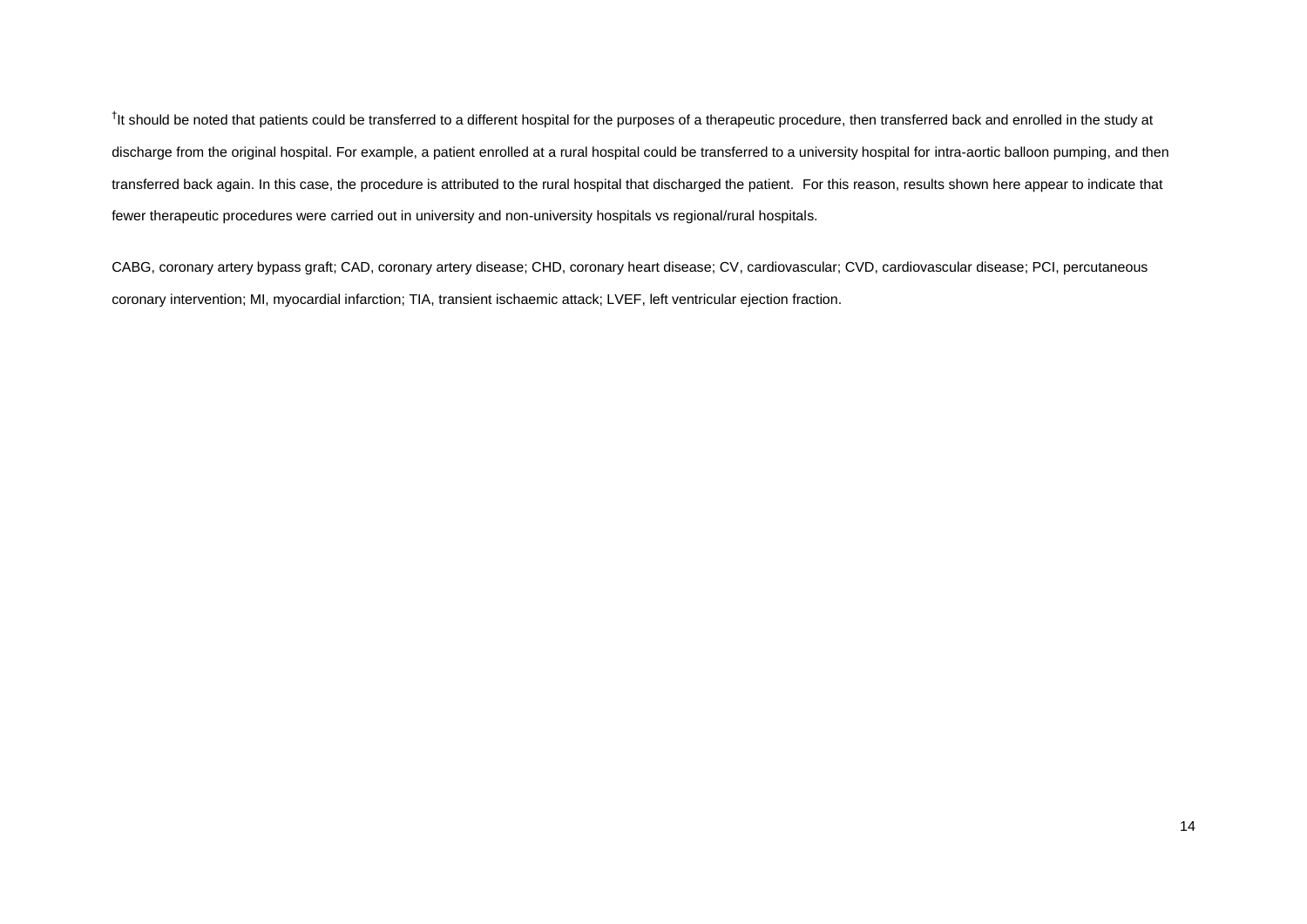†It should be noted that patients could be transferred to a different hospital for the purposes of a therapeutic procedure, then transferred back and enrolled in the study at discharge from the original hospital. For example, a patient enrolled at a rural hospital could be transferred to a university hospital for intra-aortic balloon pumping, and then transferred back again. In this case, the procedure is attributed to the rural hospital that discharged the patient. For this reason, results shown here appear to indicate that fewer therapeutic procedures were carried out in university and non-university hospitals vs regional/rural hospitals.

CABG, coronary artery bypass graft; CAD, coronary artery disease; CHD, coronary heart disease; CV, cardiovascular; CVD, cardiovascular disease; PCI, percutaneous coronary intervention; MI, myocardial infarction; TIA, transient ischaemic attack; LVEF, left ventricular ejection fraction.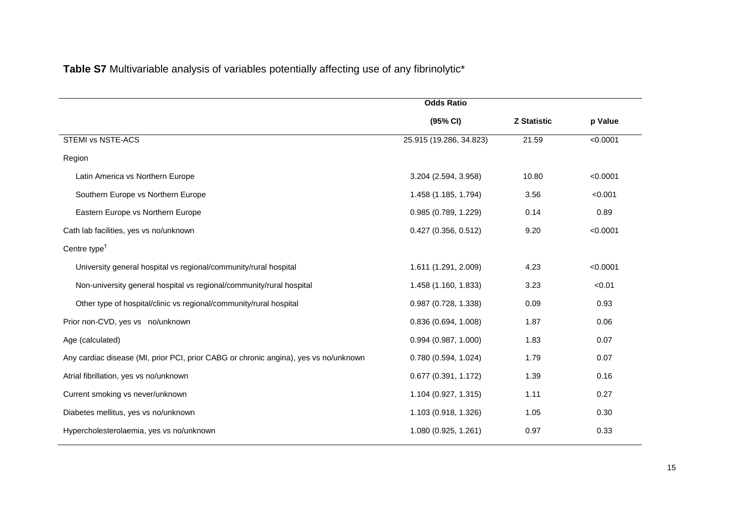**Table S7** Multivariable analysis of variables potentially affecting use of any fibrinolytic*

| | Odds Ratio (95% CI) | Z Statistic | p Value |
|---|---|---|---|
| STEMI vs NSTE-ACS | 25.915 (19.286, 34.823) | 21.59 | <0.0001 |
| Region | | | |
| Latin America vs Northern Europe | 3.204 (2.594, 3.958) | 10.80 | <0.0001 |
| Southern Europe vs Northern Europe | 1.458 (1.185, 1.794) | 3.56 | <0.001 |
| Eastern Europe vs Northern Europe | 0.985 (0.789, 1.229) | 0.14 | 0.89 |
| Cath lab facilities, yes vs no/unknown | 0.427 (0.356, 0.512) | 9.20 | <0.0001 |
| Centre type[†] | | | |
| University general hospital vs regional/community/rural hospital | 1.611 (1.291, 2.009) | 4.23 | <0.0001 |
| Non-university general hospital vs regional/community/rural hospital | 1.458 (1.160, 1.833) | 3.23 | <0.01 |
| Other type of hospital/clinic vs regional/community/rural hospital | 0.987 (0.728, 1.338) | 0.09 | 0.93 |
| Prior non-CVD, yes vs no/unknown | 0.836 (0.694, 1.008) | 1.87 | 0.06 |
| Age (calculated) | 0.994 (0.987, 1.000) | 1.83 | 0.07 |
| Any cardiac disease (MI, prior PCI, prior CABG or chronic angina), yes vs no/unknown | 0.780 (0.594, 1.024) | 1.79 | 0.07 |
| Atrial fibrillation, yes vs no/unknown | 0.677 (0.391, 1.172) | 1.39 | 0.16 |
| Current smoking vs never/unknown | 1.104 (0.927, 1.315) | 1.11 | 0.27 |
| Diabetes mellitus, yes vs no/unknown | 1.103 (0.918, 1.326) | 1.05 | 0.30 |
| Hypercholesterolaemia, yes vs no/unknown | 1.080 (0.925, 1.261) | 0.97 | 0.33 |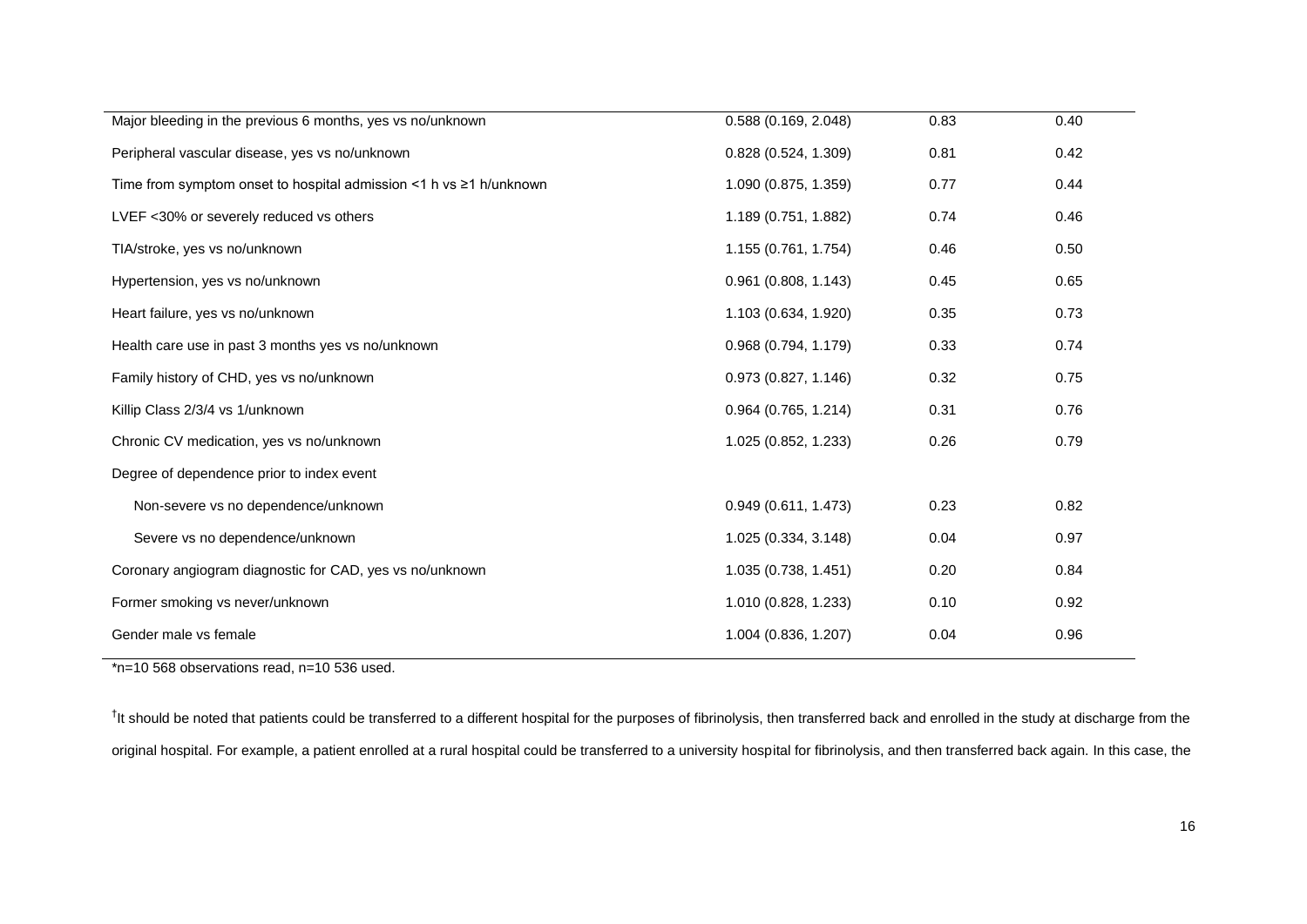| | | | |
|---|---|---|---|
| Major bleeding in the previous 6 months, yes vs no/unknown | 0.588 (0.169, 2.048) | 0.83 | 0.40 |
| Peripheral vascular disease, yes vs no/unknown | 0.828 (0.524, 1.309) | 0.81 | 0.42 |
| Time from symptom onset to hospital admission <1 h vs ≥1 h/unknown | 1.090 (0.875, 1.359) | 0.77 | 0.44 |
| LVEF <30% or severely reduced vs others | 1.189 (0.751, 1.882) | 0.74 | 0.46 |
| TIA/stroke, yes vs no/unknown | 1.155 (0.761, 1.754) | 0.46 | 0.50 |
| Hypertension, yes vs no/unknown | 0.961 (0.808, 1.143) | 0.45 | 0.65 |
| Heart failure, yes vs no/unknown | 1.103 (0.634, 1.920) | 0.35 | 0.73 |
| Health care use in past 3 months yes vs no/unknown | 0.968 (0.794, 1.179) | 0.33 | 0.74 |
| Family history of CHD, yes vs no/unknown | 0.973 (0.827, 1.146) | 0.32 | 0.75 |
| Killip Class 2/3/4 vs 1/unknown | 0.964 (0.765, 1.214) | 0.31 | 0.76 |
| Chronic CV medication, yes vs no/unknown | 1.025 (0.852, 1.233) | 0.26 | 0.79 |
| Degree of dependence prior to index event | | | |
| Non-severe vs no dependence/unknown | 0.949 (0.611, 1.473) | 0.23 | 0.82 |
| Severe vs no dependence/unknown | 1.025 (0.334, 3.148) | 0.04 | 0.97 |
| Coronary angiogram diagnostic for CAD, yes vs no/unknown | 1.035 (0.738, 1.451) | 0.20 | 0.84 |
| Former smoking vs never/unknown | 1.010 (0.828, 1.233) | 0.10 | 0.92 |
| Gender male vs female | 1.004 (0.836, 1.207) | 0.04 | 0.96 |

*n=10 568 observations read, n=10 536 used.

[†]It should be noted that patients could be transferred to a different hospital for the purposes of fibrinolysis, then transferred back and enrolled in the study at discharge from the original hospital. For example, a patient enrolled at a rural hospital could be transferred to a university hospital for fibrinolysis, and then transferred back again. In this case, the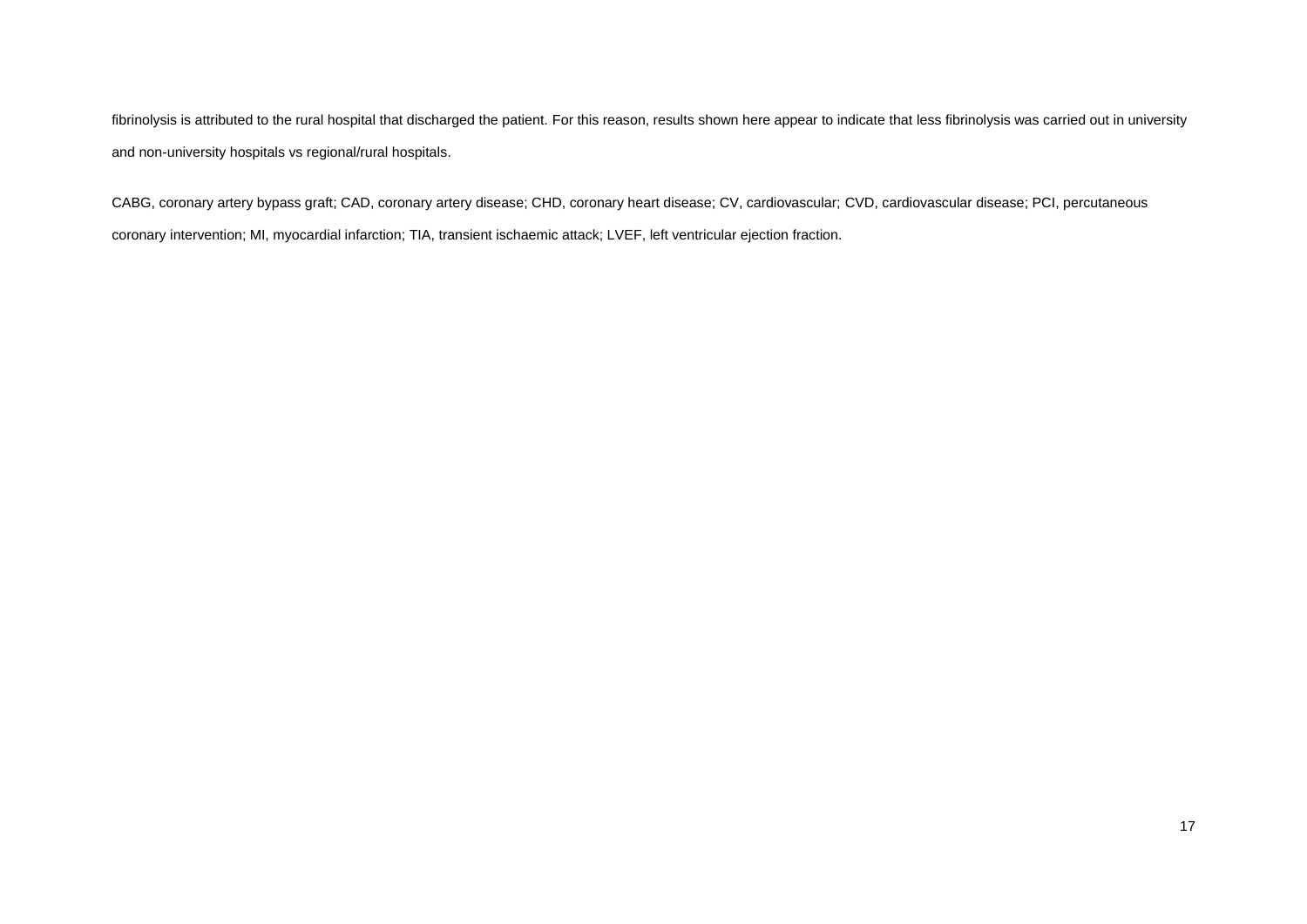fibrinolysis is attributed to the rural hospital that discharged the patient. For this reason, results shown here appear to indicate that less fibrinolysis was carried out in university and non-university hospitals vs regional/rural hospitals.

CABG, coronary artery bypass graft; CAD, coronary artery disease; CHD, coronary heart disease; CV, cardiovascular; CVD, cardiovascular disease; PCI, percutaneous coronary intervention; MI, myocardial infarction; TIA, transient ischaemic attack; LVEF, left ventricular ejection fraction.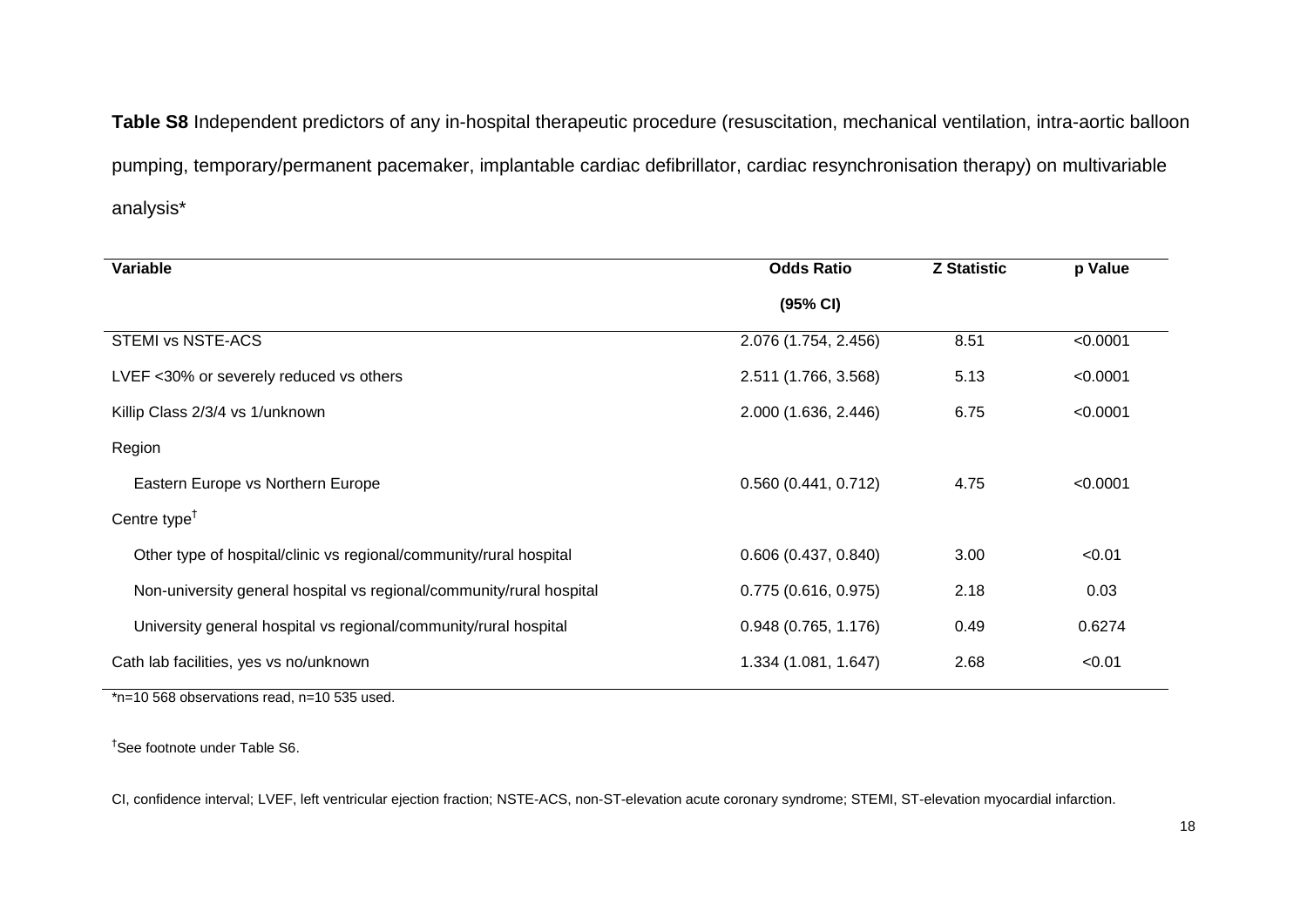**Table S8** Independent predictors of any in-hospital therapeutic procedure (resuscitation, mechanical ventilation, intra-aortic balloon pumping, temporary/permanent pacemaker, implantable cardiac defibrillator, cardiac resynchronisation therapy) on multivariable analysis*

| Variable | Odds Ratio (95% CI) | Z Statistic | p Value |
|---|---|---|---|
| STEMI vs NSTE-ACS | 2.076 (1.754, 2.456) | 8.51 | <0.0001 |
| LVEF <30% or severely reduced vs others | 2.511 (1.766, 3.568) | 5.13 | <0.0001 |
| Killip Class 2/3/4 vs 1/unknown | 2.000 (1.636, 2.446) | 6.75 | <0.0001 |
| Region | | | |
| Eastern Europe vs Northern Europe | 0.560 (0.441, 0.712) | 4.75 | <0.0001 |
| Centre type[†] | | | |
| Other type of hospital/clinic vs regional/community/rural hospital | 0.606 (0.437, 0.840) | 3.00 | <0.01 |
| Non-university general hospital vs regional/community/rural hospital | 0.775 (0.616, 0.975) | 2.18 | 0.03 |
| University general hospital vs regional/community/rural hospital | 0.948 (0.765, 1.176) | 0.49 | 0.6274 |
| Cath lab facilities, yes vs no/unknown | 1.334 (1.081, 1.647) | 2.68 | <0.01 |

*n=10 568 observations read, n=10 535 used.

[†]See footnote under Table S6.

CI, confidence interval; LVEF, left ventricular ejection fraction; NSTE-ACS, non-ST-elevation acute coronary syndrome; STEMI, ST-elevation myocardial infarction.